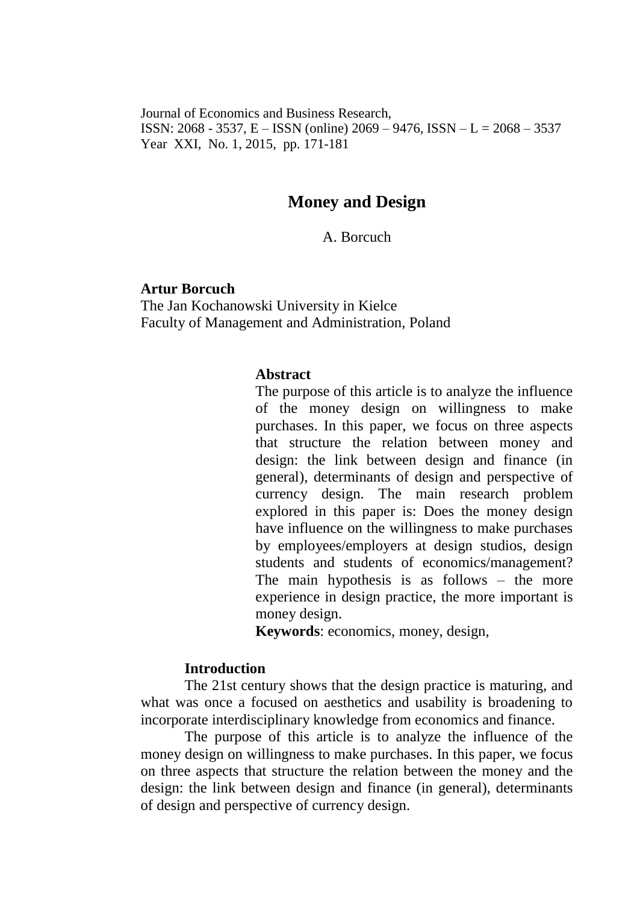Journal of Economics and Business Research,
ISSN: 2068 - 3537, E – ISSN (online) 2069 – 9476, ISSN – L = 2068 – 3537
Year XXI, No. 1, 2015, pp. 171-181

# Money and Design

A. Borcuch

**Artur Borcuch**
The Jan Kochanowski University in Kielce
Faculty of Management and Administration, Poland

**Abstract**

The purpose of this article is to analyze the influence of the money design on willingness to make purchases. In this paper, we focus on three aspects that structure the relation between money and design: the link between design and finance (in general), determinants of design and perspective of currency design. The main research problem explored in this paper is: Does the money design have influence on the willingness to make purchases by employees/employers at design studios, design students and students of economics/management? The main hypothesis is as follows – the more experience in design practice, the more important is money design.

**Keywords**: economics, money, design,

## Introduction

The 21st century shows that the design practice is maturing, and what was once a focused on aesthetics and usability is broadening to incorporate interdisciplinary knowledge from economics and finance.

The purpose of this article is to analyze the influence of the money design on willingness to make purchases. In this paper, we focus on three aspects that structure the relation between the money and the design: the link between design and finance (in general), determinants of design and perspective of currency design.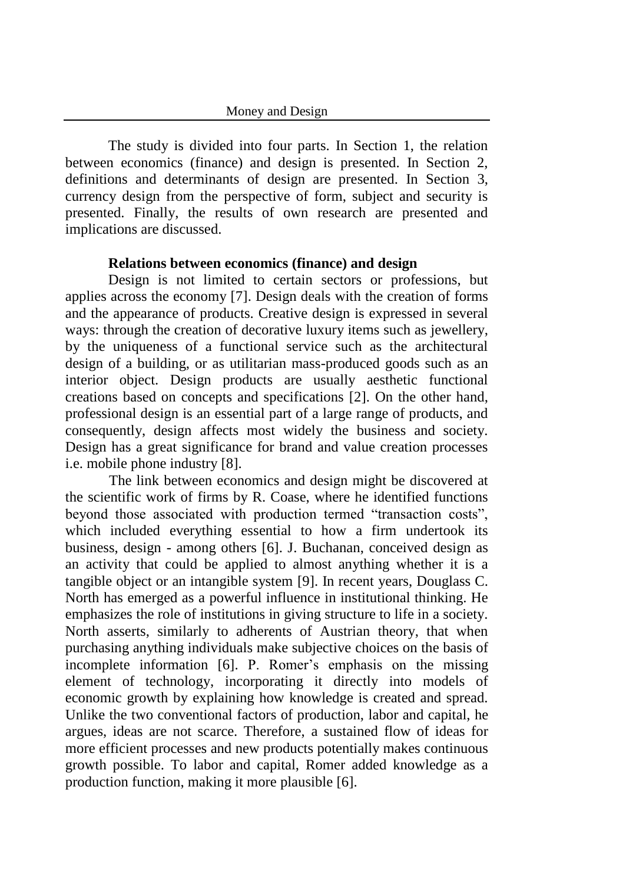The study is divided into four parts. In Section 1, the relation between economics (finance) and design is presented. In Section 2, definitions and determinants of design are presented. In Section 3, currency design from the perspective of form, subject and security is presented. Finally, the results of own research are presented and implications are discussed.

## Relations between economics (finance) and design

Design is not limited to certain sectors or professions, but applies across the economy [7]. Design deals with the creation of forms and the appearance of products. Creative design is expressed in several ways: through the creation of decorative luxury items such as jewellery, by the uniqueness of a functional service such as the architectural design of a building, or as utilitarian mass-produced goods such as an interior object. Design products are usually aesthetic functional creations based on concepts and specifications [2]. On the other hand, professional design is an essential part of a large range of products, and consequently, design affects most widely the business and society. Design has a great significance for brand and value creation processes i.e. mobile phone industry [8].

The link between economics and design might be discovered at the scientific work of firms by R. Coase, where he identified functions beyond those associated with production termed "transaction costs", which included everything essential to how a firm undertook its business, design - among others [6]. J. Buchanan, conceived design as an activity that could be applied to almost anything whether it is a tangible object or an intangible system [9]. In recent years, Douglass C. North has emerged as a powerful influence in institutional thinking. He emphasizes the role of institutions in giving structure to life in a society. North asserts, similarly to adherents of Austrian theory, that when purchasing anything individuals make subjective choices on the basis of incomplete information [6]. P. Romer's emphasis on the missing element of technology, incorporating it directly into models of economic growth by explaining how knowledge is created and spread. Unlike the two conventional factors of production, labor and capital, he argues, ideas are not scarce. Therefore, a sustained flow of ideas for more efficient processes and new products potentially makes continuous growth possible. To labor and capital, Romer added knowledge as a production function, making it more plausible [6].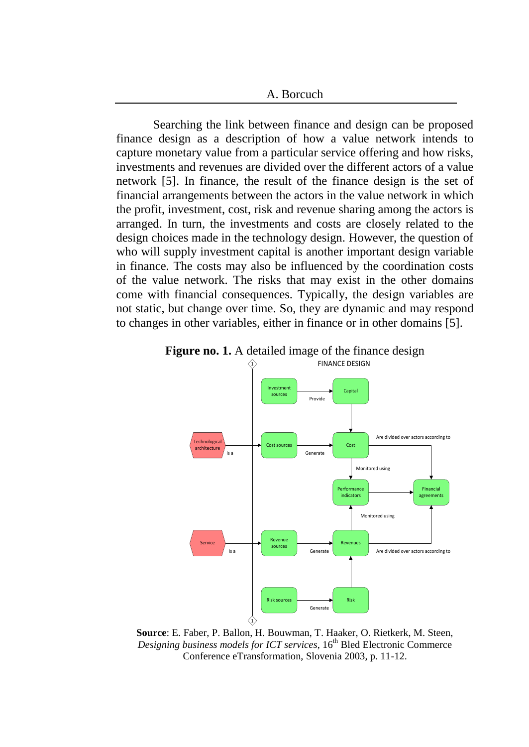Searching the link between finance and design can be proposed finance design as a description of how a value network intends to capture monetary value from a particular service offering and how risks, investments and revenues are divided over the different actors of a value network [5]. In finance, the result of the finance design is the set of financial arrangements between the actors in the value network in which the profit, investment, cost, risk and revenue sharing among the actors is arranged. In turn, the investments and costs are closely related to the design choices made in the technology design. However, the question of who will supply investment capital is another important design variable in finance. The costs may also be influenced by the coordination costs of the value network. The risks that may exist in the other domains come with financial consequences. Typically, the design variables are not static, but change over time. So, they are dynamic and may respond to changes in other variables, either in finance or in other domains [5].

**Figure no. 1.** A detailed image of the finance design

FINANCE DESIGN

Investment sources → Provide → Capital

Capital → Cost

Technological architecture → Is a → Cost sources → Generate → Cost

Cost → Are divided over actors according to → Financial agreements

Cost → Monitored using → Performance indicators

Performance indicators → Financial agreements

Service → Is a → Revenue sources → Generate → Revenues

Revenues → Monitored using → Performance indicators

Revenues → Are divided over actors according to → Financial agreements

Risk sources → Generate → Risk

Risk → Revenues

**Source**: E. Faber, P. Ballon, H. Bouwman, T. Haaker, O. Rietkerk, M. Steen, *Designing business models for ICT services*, 16th Bled Electronic Commerce Conference eTransformation, Slovenia 2003, p. 11-12.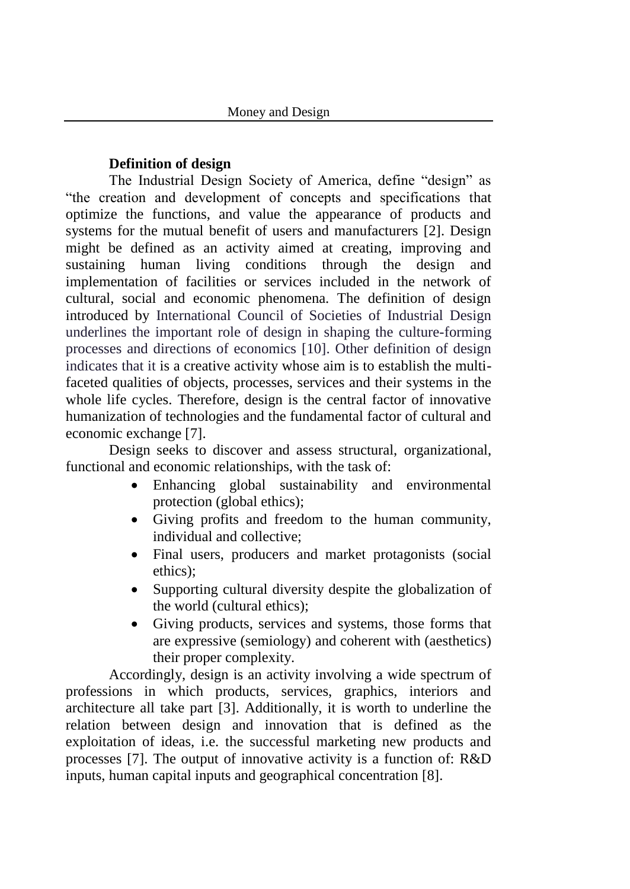### Definition of design

The Industrial Design Society of America, define “design” as “the creation and development of concepts and specifications that optimize the functions, and value the appearance of products and systems for the mutual benefit of users and manufacturers [2]. Design might be defined as an activity aimed at creating, improving and sustaining human living conditions through the design and implementation of facilities or services included in the network of cultural, social and economic phenomena. The definition of design introduced by International Council of Societies of Industrial Design underlines the important role of design in shaping the culture-forming processes and directions of economics [10]. Other definition of design indicates that it is a creative activity whose aim is to establish the multi-faceted qualities of objects, processes, services and their systems in the whole life cycles. Therefore, design is the central factor of innovative humanization of technologies and the fundamental factor of cultural and economic exchange [7].

Design seeks to discover and assess structural, organizational, functional and economic relationships, with the task of:

- Enhancing global sustainability and environmental protection (global ethics);
- Giving profits and freedom to the human community, individual and collective;
- Final users, producers and market protagonists (social ethics);
- Supporting cultural diversity despite the globalization of the world (cultural ethics);
- Giving products, services and systems, those forms that are expressive (semiology) and coherent with (aesthetics) their proper complexity.

Accordingly, design is an activity involving a wide spectrum of professions in which products, services, graphics, interiors and architecture all take part [3]. Additionally, it is worth to underline the relation between design and innovation that is defined as the exploitation of ideas, i.e. the successful marketing new products and processes [7]. The output of innovative activity is a function of: R&D inputs, human capital inputs and geographical concentration [8].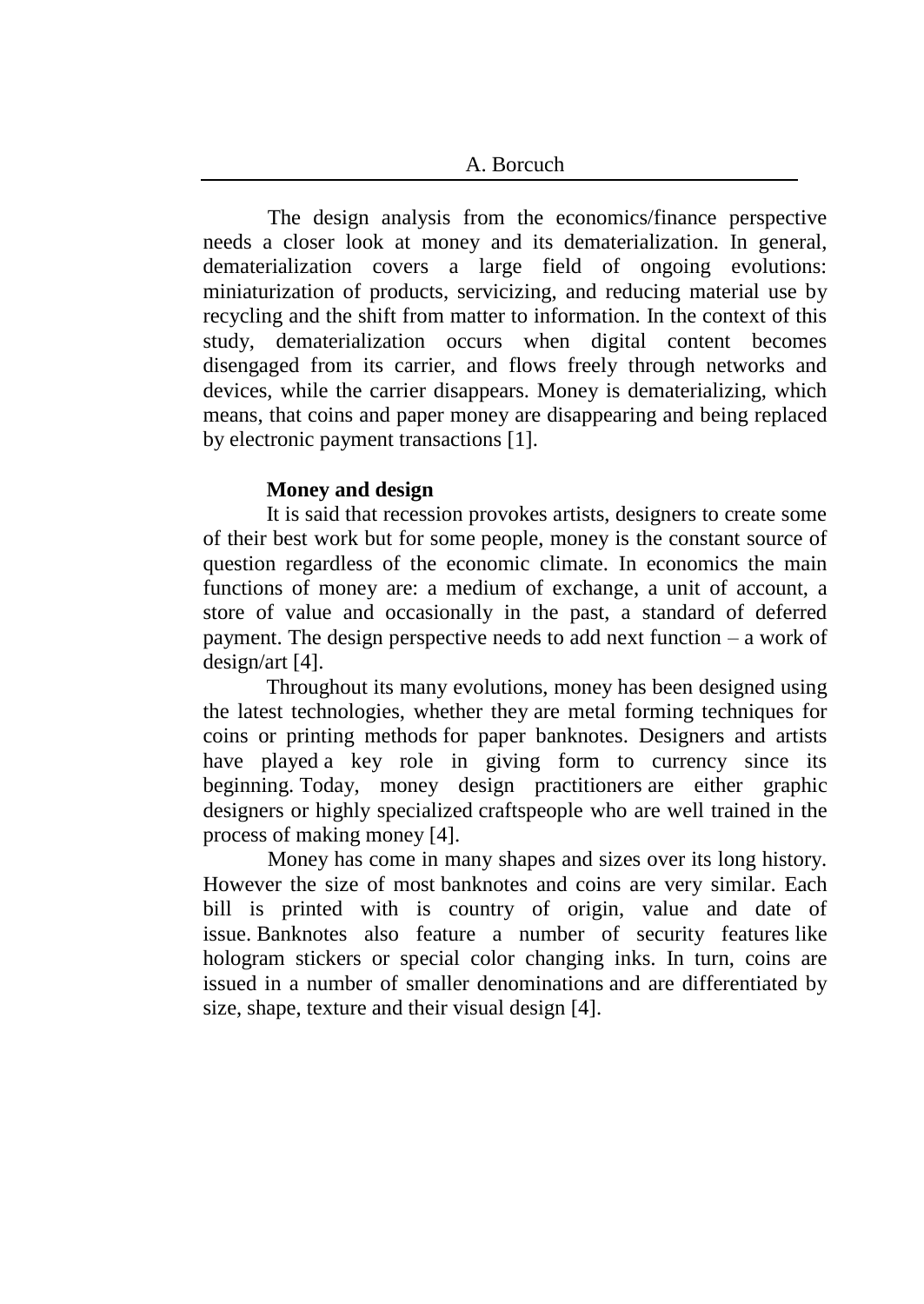The design analysis from the economics/finance perspective needs a closer look at money and its dematerialization. In general, dematerialization covers a large field of ongoing evolutions: miniaturization of products, servicizing, and reducing material use by recycling and the shift from matter to information. In the context of this study, dematerialization occurs when digital content becomes disengaged from its carrier, and flows freely through networks and devices, while the carrier disappears. Money is dematerializing, which means, that coins and paper money are disappearing and being replaced by electronic payment transactions [1].

**Money and design**

It is said that recession provokes artists, designers to create some of their best work but for some people, money is the constant source of question regardless of the economic climate. In economics the main functions of money are: a medium of exchange, a unit of account, a store of value and occasionally in the past, a standard of deferred payment. The design perspective needs to add next function – a work of design/art [4].

Throughout its many evolutions, money has been designed using the latest technologies, whether they are metal forming techniques for coins or printing methods for paper banknotes. Designers and artists have played a key role in giving form to currency since its beginning. Today, money design practitioners are either graphic designers or highly specialized craftspeople who are well trained in the process of making money [4].

Money has come in many shapes and sizes over its long history. However the size of most banknotes and coins are very similar. Each bill is printed with is country of origin, value and date of issue. Banknotes also feature a number of security features like hologram stickers or special color changing inks. In turn, coins are issued in a number of smaller denominations and are differentiated by size, shape, texture and their visual design [4].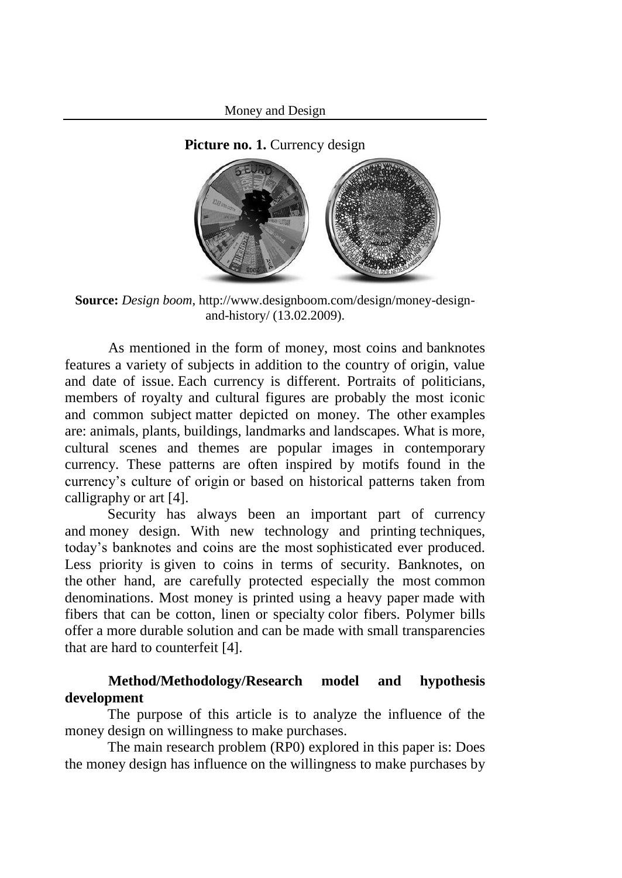**Picture no. 1.** Currency design

**Source:** *Design boom*, http://www.designboom.com/design/money-design-and-history/ (13.02.2009).

As mentioned in the form of money, most coins and banknotes features a variety of subjects in addition to the country of origin, value and date of issue. Each currency is different. Portraits of politicians, members of royalty and cultural figures are probably the most iconic and common subject matter depicted on money. The other examples are: animals, plants, buildings, landmarks and landscapes. What is more, cultural scenes and themes are popular images in contemporary currency. These patterns are often inspired by motifs found in the currency's culture of origin or based on historical patterns taken from calligraphy or art [4].

Security has always been an important part of currency and money design. With new technology and printing techniques, today's banknotes and coins are the most sophisticated ever produced. Less priority is given to coins in terms of security. Banknotes, on the other hand, are carefully protected especially the most common denominations. Most money is printed using a heavy paper made with fibers that can be cotton, linen or specialty color fibers. Polymer bills offer a more durable solution and can be made with small transparencies that are hard to counterfeit [4].

## Method/Methodology/Research model and hypothesis development

The purpose of this article is to analyze the influence of the money design on willingness to make purchases.

The main research problem (RP0) explored in this paper is: Does the money design has influence on the willingness to make purchases by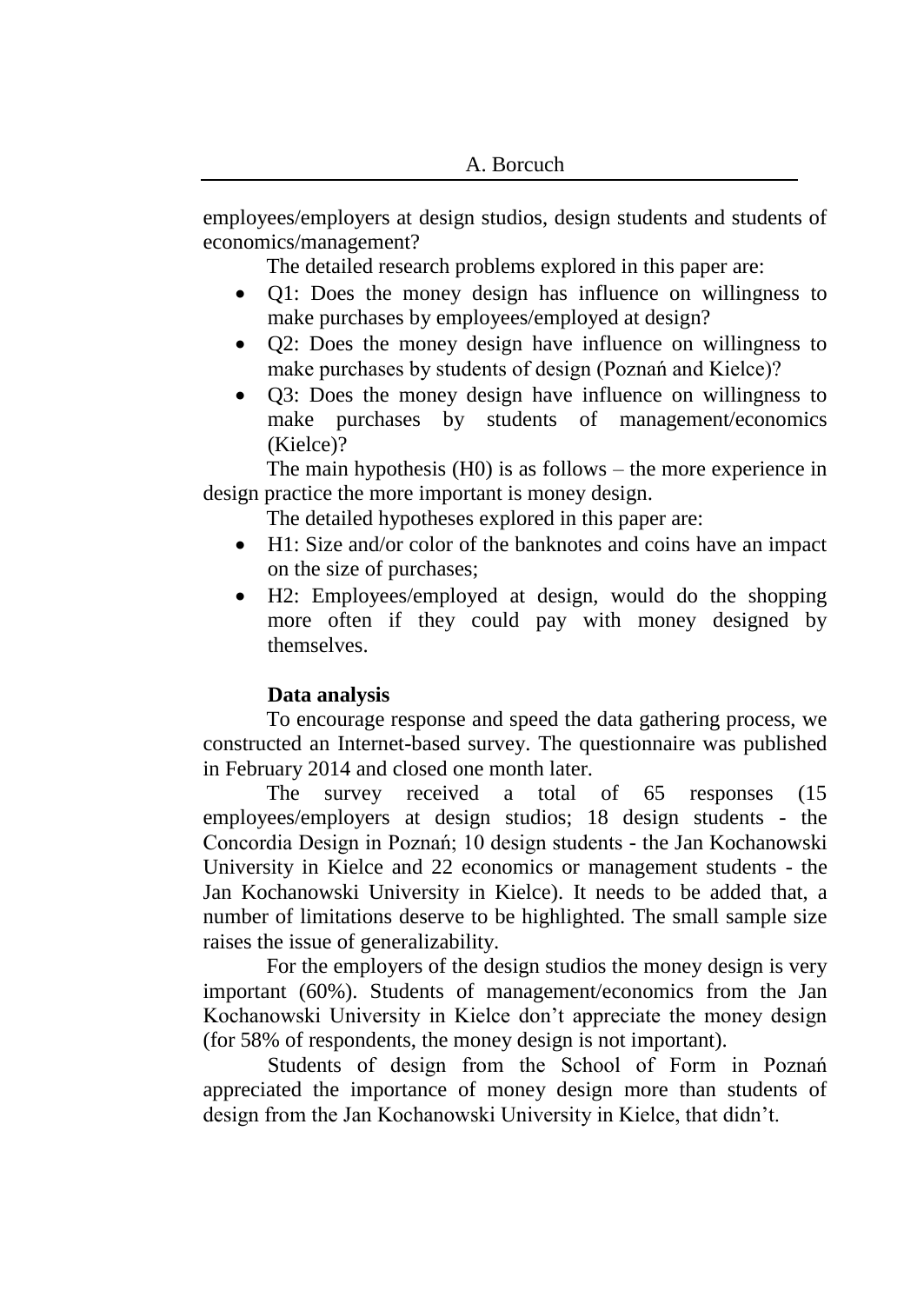employees/employers at design studios, design students and students of economics/management?

The detailed research problems explored in this paper are:

- Q1: Does the money design has influence on willingness to make purchases by employees/employed at design?
- Q2: Does the money design have influence on willingness to make purchases by students of design (Poznań and Kielce)?
- Q3: Does the money design have influence on willingness to make purchases by students of management/economics (Kielce)?

The main hypothesis (H0) is as follows – the more experience in design practice the more important is money design.

The detailed hypotheses explored in this paper are:

- H1: Size and/or color of the banknotes and coins have an impact on the size of purchases;
- H2: Employees/employed at design, would do the shopping more often if they could pay with money designed by themselves.

**Data analysis**

To encourage response and speed the data gathering process, we constructed an Internet-based survey. The questionnaire was published in February 2014 and closed one month later.

The survey received a total of 65 responses (15 employees/employers at design studios; 18 design students - the Concordia Design in Poznań; 10 design students - the Jan Kochanowski University in Kielce and 22 economics or management students - the Jan Kochanowski University in Kielce). It needs to be added that, a number of limitations deserve to be highlighted. The small sample size raises the issue of generalizability.

For the employers of the design studios the money design is very important (60%). Students of management/economics from the Jan Kochanowski University in Kielce don't appreciate the money design (for 58% of respondents, the money design is not important).

Students of design from the School of Form in Poznań appreciated the importance of money design more than students of design from the Jan Kochanowski University in Kielce, that didn't.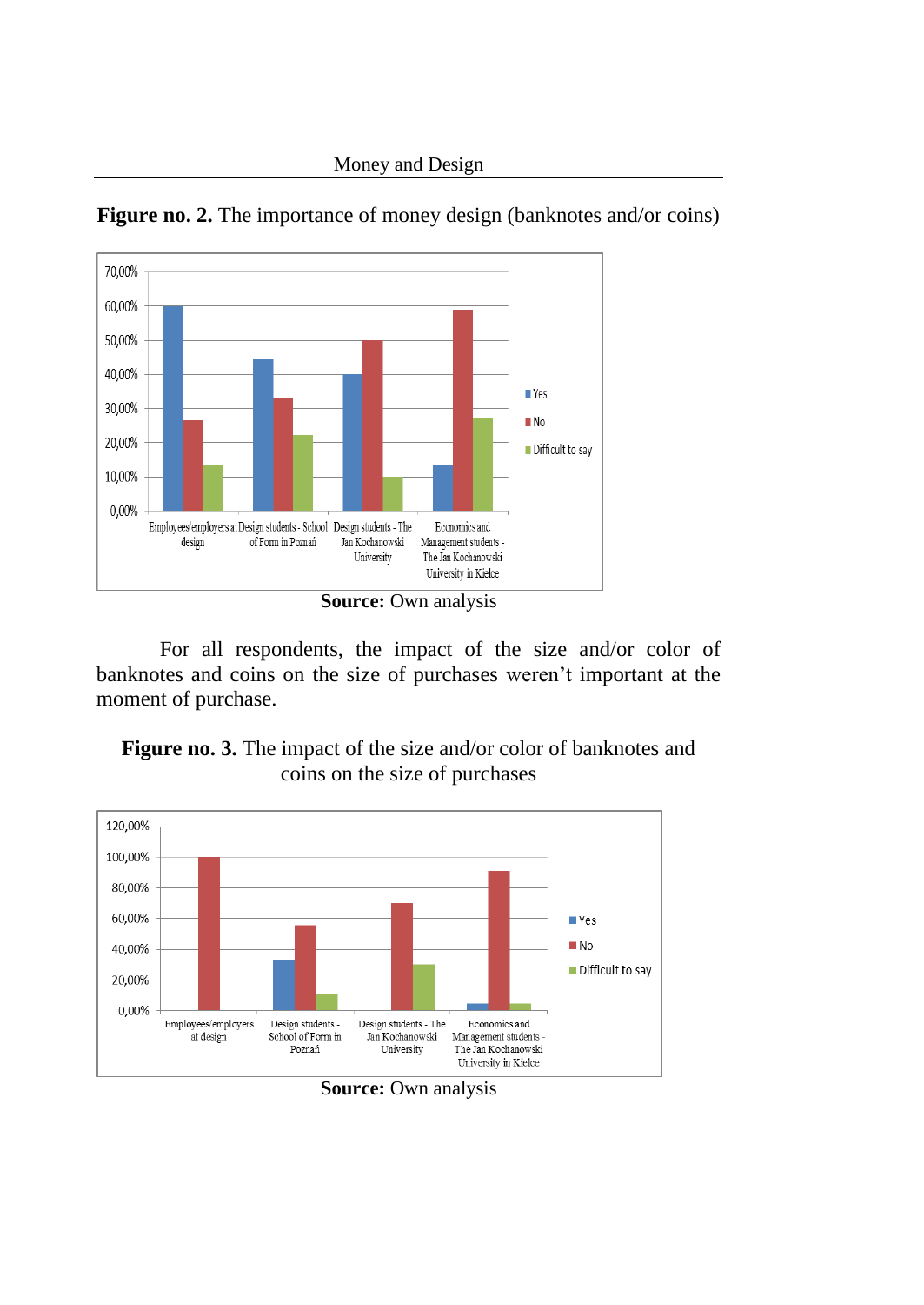**Figure no. 2.** The importance of money design (banknotes and/or coins)

**Source:** Own analysis

For all respondents, the impact of the size and/or color of banknotes and coins on the size of purchases weren't important at the moment of purchase.

**Figure no. 3.** The impact of the size and/or color of banknotes and coins on the size of purchases

**Source:** Own analysis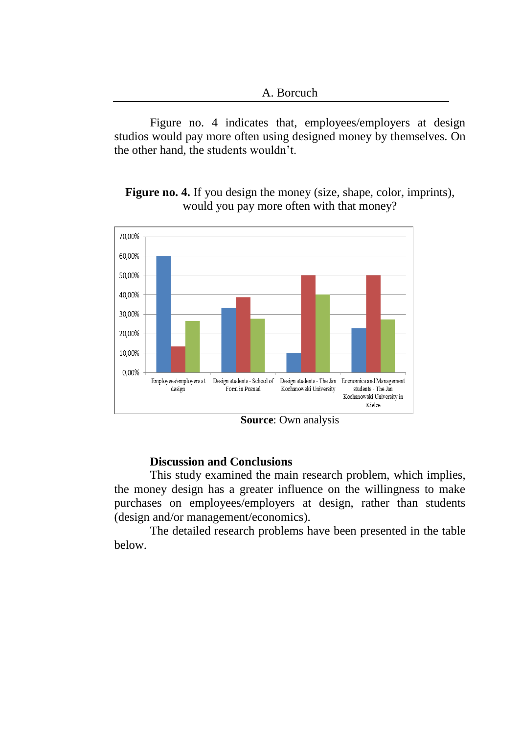Figure no. 4 indicates that, employees/employers at design studios would pay more often using designed money by themselves. On the other hand, the students wouldn't.

**Figure no. 4.** If you design the money (size, shape, color, imprints), would you pay more often with that money?

**Source**: Own analysis

**Discussion and Conclusions**

This study examined the main research problem, which implies, the money design has a greater influence on the willingness to make purchases on employees/employers at design, rather than students (design and/or management/economics).

The detailed research problems have been presented in the table below.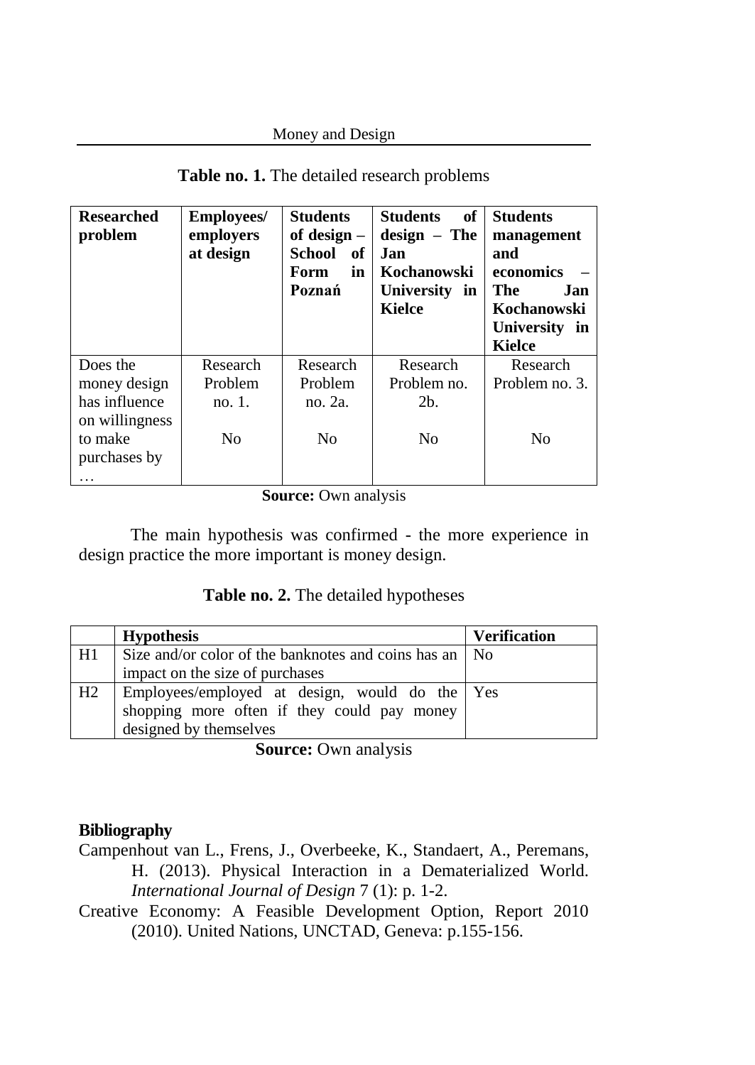**Table no. 1.** The detailed research problems

| Researched problem | Employees/ employers at design | Students of design – School of Form in Poznań | Students of design – The Jan Kochanowski University in Kielce | Students management and economics – The Jan Kochanowski University in Kielce |
|---|---|---|---|---|
| Does the money design has influence on willingness to make purchases by … | Research Problem no. 1.<br><br>No | Research Problem no. 2a.<br><br>No | Research Problem no. 2b.<br><br>No | Research Problem no. 3.<br><br>No |

**Source:** Own analysis

The main hypothesis was confirmed - the more experience in design practice the more important is money design.

**Table no. 2.** The detailed hypotheses

| | Hypothesis | Verification |
|---|---|---|
| H1 | Size and/or color of the banknotes and coins has an impact on the size of purchases | No |
| H2 | Employees/employed at design, would do the shopping more often if they could pay money designed by themselves | Yes |

**Source:** Own analysis

## Bibliography

Campenhout van L., Frens, J., Overbeeke, K., Standaert, A., Peremans, H. (2013). Physical Interaction in a Dematerialized World. *International Journal of Design* 7 (1): p. 1-2.

Creative Economy: A Feasible Development Option, Report 2010 (2010). United Nations, UNCTAD, Geneva: p.155-156.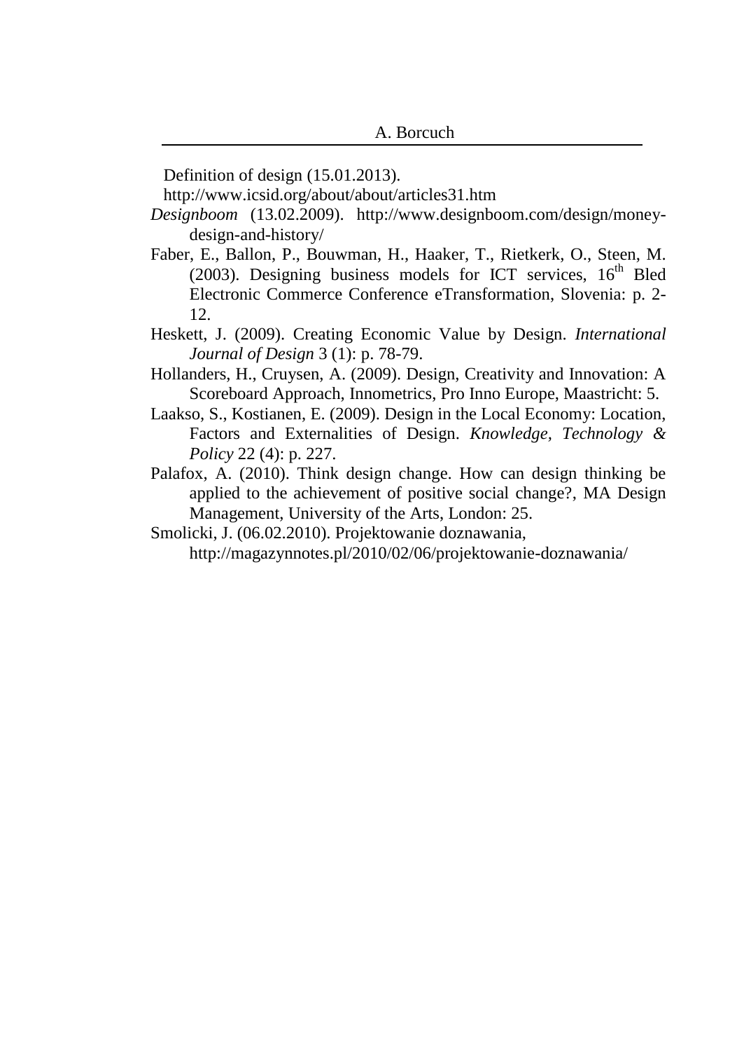Definition of design (15.01.2013). http://www.icsid.org/about/about/articles31.htm

*Designboom* (13.02.2009). http://www.designboom.com/design/money-design-and-history/

Faber, E., Ballon, P., Bouwman, H., Haaker, T., Rietkerk, O., Steen, M. (2003). Designing business models for ICT services, 16th Bled Electronic Commerce Conference eTransformation, Slovenia: p. 2-12.

Heskett, J. (2009). Creating Economic Value by Design. *International Journal of Design* 3 (1): p. 78-79.

Hollanders, H., Cruysen, A. (2009). Design, Creativity and Innovation: A Scoreboard Approach, Innometrics, Pro Inno Europe, Maastricht: 5.

Laakso, S., Kostianen, E. (2009). Design in the Local Economy: Location, Factors and Externalities of Design. *Knowledge, Technology & Policy* 22 (4): p. 227.

Palafox, A. (2010). Think design change. How can design thinking be applied to the achievement of positive social change?, MA Design Management, University of the Arts, London: 25.

Smolicki, J. (06.02.2010). Projektowanie doznawania, http://magazynnotes.pl/2010/02/06/projektowanie-doznawania/